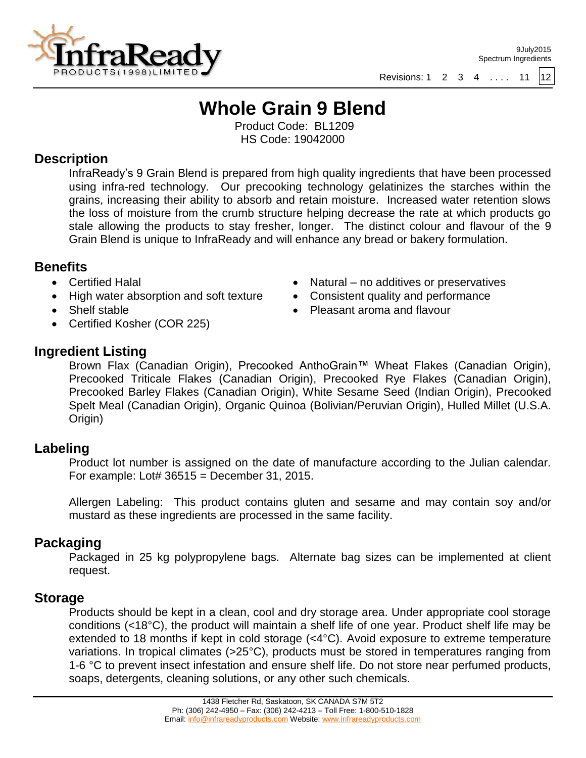9July2015
Spectrum Ingredients

Revisions: 1 2 3 4 . . . . 11 12

# Whole Grain 9 Blend

Product Code: BL1209
HS Code: 19042000

## Description

InfraReady's 9 Grain Blend is prepared from high quality ingredients that have been processed using infra-red technology. Our precooking technology gelatinizes the starches within the grains, increasing their ability to absorb and retain moisture. Increased water retention slows the loss of moisture from the crumb structure helping decrease the rate at which products go stale allowing the products to stay fresher, longer. The distinct colour and flavour of the 9 Grain Blend is unique to InfraReady and will enhance any bread or bakery formulation.

## Benefits

- Certified Halal
- High water absorption and soft texture
- Shelf stable
- Certified Kosher (COR 225)
- Natural – no additives or preservatives
- Consistent quality and performance
- Pleasant aroma and flavour

## Ingredient Listing

Brown Flax (Canadian Origin), Precooked AnthoGrain™ Wheat Flakes (Canadian Origin), Precooked Triticale Flakes (Canadian Origin), Precooked Rye Flakes (Canadian Origin), Precooked Barley Flakes (Canadian Origin), White Sesame Seed (Indian Origin), Precooked Spelt Meal (Canadian Origin), Organic Quinoa (Bolivian/Peruvian Origin), Hulled Millet (U.S.A. Origin)

## Labeling

Product lot number is assigned on the date of manufacture according to the Julian calendar. For example: Lot# 36515 = December 31, 2015.

Allergen Labeling: This product contains gluten and sesame and may contain soy and/or mustard as these ingredients are processed in the same facility.

## Packaging

Packaged in 25 kg polypropylene bags. Alternate bag sizes can be implemented at client request.

## Storage

Products should be kept in a clean, cool and dry storage area. Under appropriate cool storage conditions (<18°C), the product will maintain a shelf life of one year. Product shelf life may be extended to 18 months if kept in cold storage (<4°C). Avoid exposure to extreme temperature variations. In tropical climates (>25°C), products must be stored in temperatures ranging from 1-6 °C to prevent insect infestation and ensure shelf life. Do not store near perfumed products, soaps, detergents, cleaning solutions, or any other such chemicals.

1438 Fletcher Rd, Saskatoon, SK CANADA S7M 5T2
Ph: (306) 242-4950 – Fax: (306) 242-4213 – Toll Free: 1-800-510-1828
Email: info@infrareadyproducts.com Website: www.infrareadyproducts.com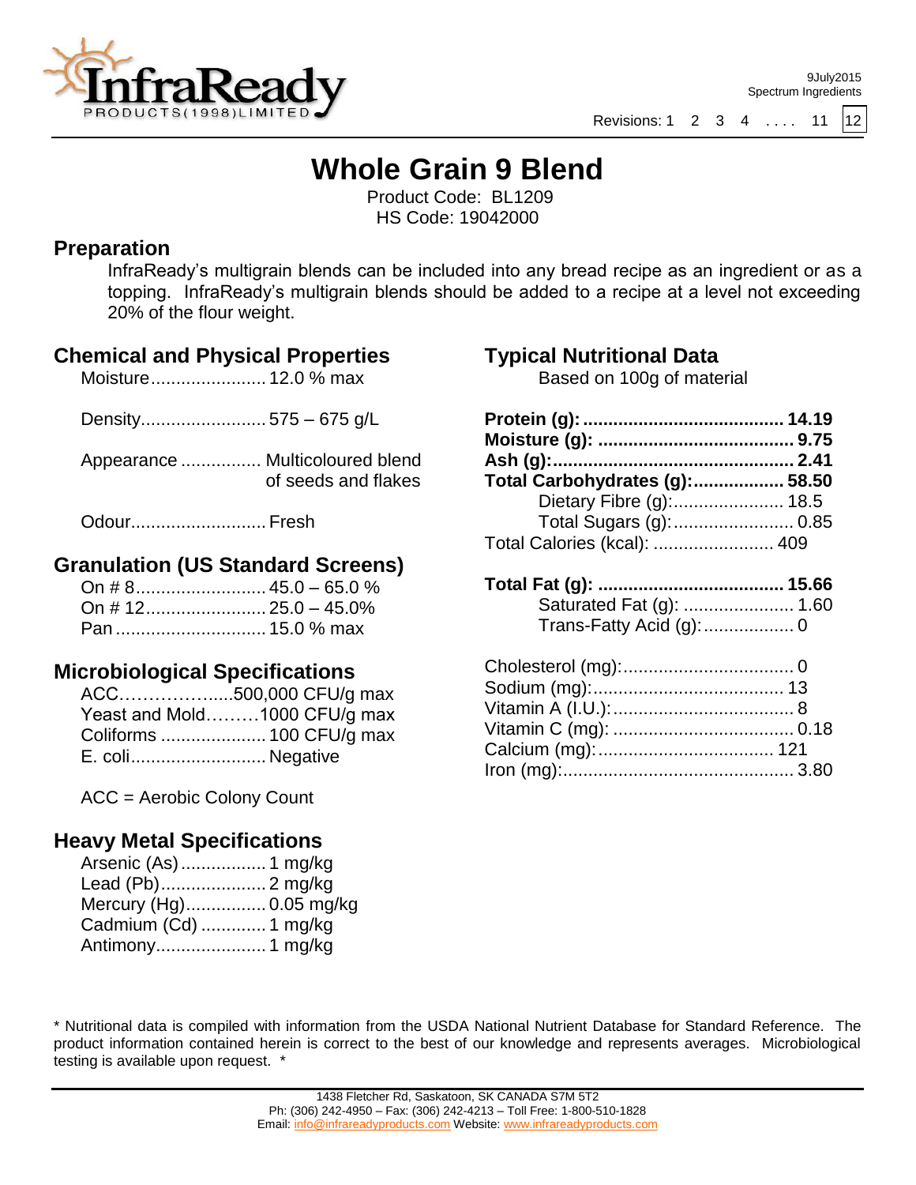9July2015
Spectrum Ingredients

Revisions: 1 2 3 4 . . . . 11 12

# Whole Grain 9 Blend

Product Code: BL1209
HS Code: 19042000

## Preparation

InfraReady's multigrain blends can be included into any bread recipe as an ingredient or as a topping. InfraReady's multigrain blends should be added to a recipe at a level not exceeding 20% of the flour weight.

## Chemical and Physical Properties

Moisture....................... 12.0 % max

Density......................... 575 – 675 g/L

Appearance ................ Multicoloured blend of seeds and flakes

Odour........................... Fresh

## Granulation (US Standard Screens)

On # 8.......................... 45.0 – 65.0 %
On # 12........................ 25.0 – 45.0%
Pan .............................. 15.0 % max

## Microbiological Specifications

ACC………………....500,000 CFU/g max
Yeast and Mold………1000 CFU/g max
Coliforms ..................... 100 CFU/g max
E. coli........................... Negative

ACC = Aerobic Colony Count

## Heavy Metal Specifications

Arsenic (As)................. 1 mg/kg
Lead (Pb)..................... 2 mg/kg
Mercury (Hg)................ 0.05 mg/kg
Cadmium (Cd) ............. 1 mg/kg
Antimony...................... 1 mg/kg

## Typical Nutritional Data

Based on 100g of material

**Protein (g): ....................................... 14.19**
**Moisture (g): ...................................... 9.75**
**Ash (g):................................................ 2.41**
**Total Carbohydrates (g):.................. 58.50**
Dietary Fibre (g):...................... 18.5
Total Sugars (g):........................ 0.85
Total Calories (kcal): ........................ 409

**Total Fat (g): .................................... 15.66**
Saturated Fat (g): ...................... 1.60
Trans-Fatty Acid (g):.................. 0

Cholesterol (mg):.................................. 0
Sodium (mg):...................................... 13
Vitamin A (I.U.):.................................... 8
Vitamin C (mg): .................................... 0.18
Calcium (mg):.................................. 121
Iron (mg):.............................................. 3.80

\* Nutritional data is compiled with information from the USDA National Nutrient Database for Standard Reference. The product information contained herein is correct to the best of our knowledge and represents averages. Microbiological testing is available upon request. \*

1438 Fletcher Rd, Saskatoon, SK CANADA S7M 5T2
Ph: (306) 242-4950 – Fax: (306) 242-4213 – Toll Free: 1-800-510-1828
Email: info@infrareadyproducts.com Website: www.infrareadyproducts.com